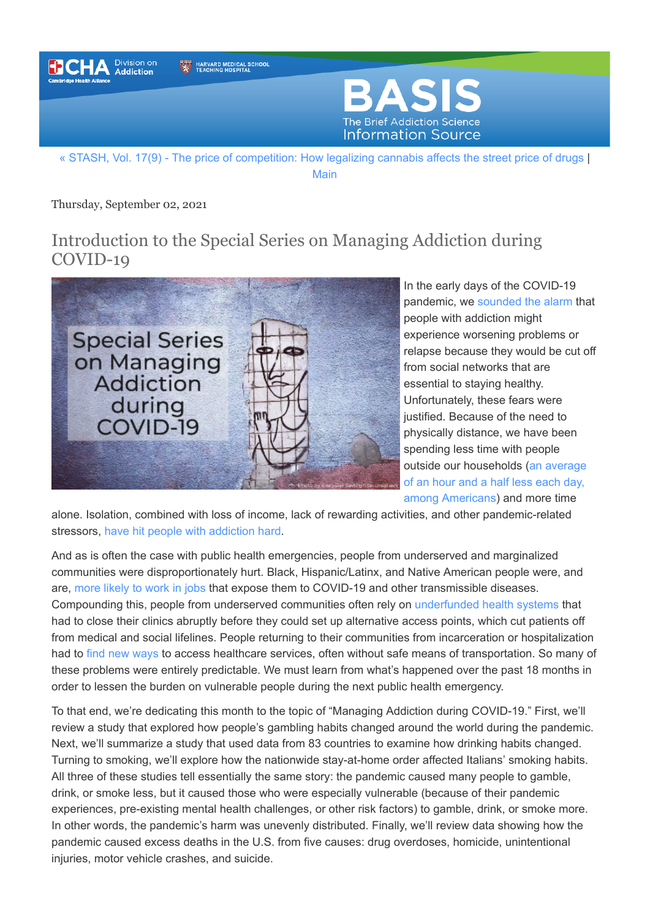« STASH, Vol. 17(9) - The price of competition: How legalizing cannabis affects the street price of drugs | Main

Thursday, September 02, 2021

# Introduction to the Special Series on Managing Addiction during COVID-19

In the early days of the COVID-19 pandemic, we sounded the alarm that people with addiction might experience worsening problems or relapse because they would be cut off from social networks that are essential to staying healthy. Unfortunately, these fears were justified. Because of the need to physically distance, we have been spending less time with people outside our households (an average of an hour and a half less each day, among Americans) and more time alone. Isolation, combined with loss of income, lack of rewarding activities, and other pandemic-related stressors, have hit people with addiction hard.

And as is often the case with public health emergencies, people from underserved and marginalized communities were disproportionately hurt. Black, Hispanic/Latinx, and Native American people were, and are, more likely to work in jobs that expose them to COVID-19 and other transmissible diseases. Compounding this, people from underserved communities often rely on underfunded health systems that had to close their clinics abruptly before they could set up alternative access points, which cut patients off from medical and social lifelines. People returning to their communities from incarceration or hospitalization had to find new ways to access healthcare services, often without safe means of transportation. So many of these problems were entirely predictable. We must learn from what's happened over the past 18 months in order to lessen the burden on vulnerable people during the next public health emergency.

To that end, we're dedicating this month to the topic of "Managing Addiction during COVID-19." First, we'll review a study that explored how people's gambling habits changed around the world during the pandemic. Next, we'll summarize a study that used data from 83 countries to examine how drinking habits changed. Turning to smoking, we'll explore how the nationwide stay-at-home order affected Italians' smoking habits. All three of these studies tell essentially the same story: the pandemic caused many people to gamble, drink, or smoke less, but it caused those who were especially vulnerable (because of their pandemic experiences, pre-existing mental health challenges, or other risk factors) to gamble, drink, or smoke more. In other words, the pandemic's harm was unevenly distributed. Finally, we'll review data showing how the pandemic caused excess deaths in the U.S. from five causes: drug overdoses, homicide, unintentional injuries, motor vehicle crashes, and suicide.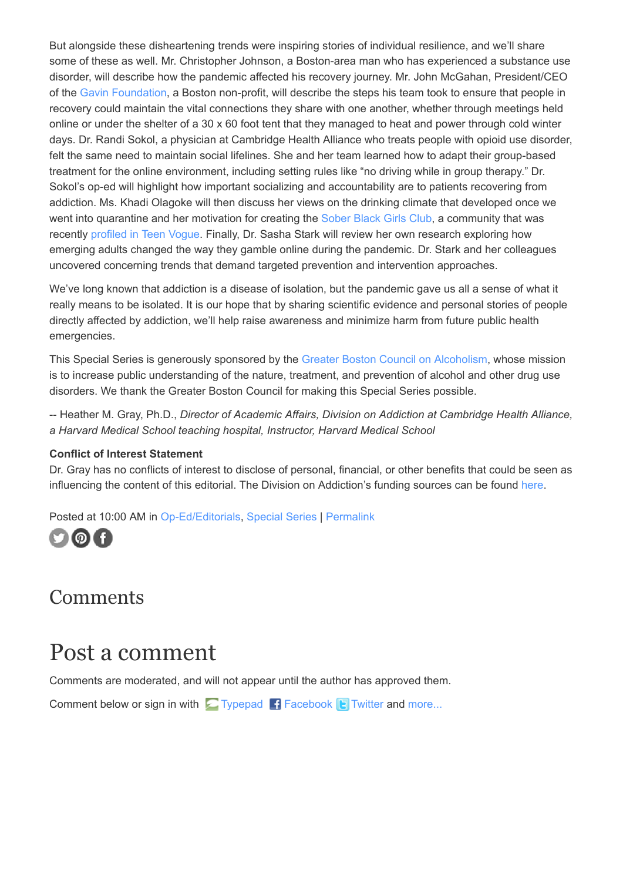But alongside these disheartening trends were inspiring stories of individual resilience, and we'll share some of these as well. Mr. Christopher Johnson, a Boston-area man who has experienced a substance use disorder, will describe how the pandemic affected his recovery journey. Mr. John McGahan, President/CEO of the Gavin Foundation, a Boston non-profit, will describe the steps his team took to ensure that people in recovery could maintain the vital connections they share with one another, whether through meetings held online or under the shelter of a 30 x 60 foot tent that they managed to heat and power through cold winter days. Dr. Randi Sokol, a physician at Cambridge Health Alliance who treats people with opioid use disorder, felt the same need to maintain social lifelines. She and her team learned how to adapt their group-based treatment for the online environment, including setting rules like "no driving while in group therapy." Dr. Sokol's op-ed will highlight how important socializing and accountability are to patients recovering from addiction. Ms. Khadi Olagoke will then discuss her views on the drinking climate that developed once we went into quarantine and her motivation for creating the Sober Black Girls Club, a community that was recently profiled in Teen Vogue. Finally, Dr. Sasha Stark will review her own research exploring how emerging adults changed the way they gamble online during the pandemic. Dr. Stark and her colleagues uncovered concerning trends that demand targeted prevention and intervention approaches.

We've long known that addiction is a disease of isolation, but the pandemic gave us all a sense of what it really means to be isolated. It is our hope that by sharing scientific evidence and personal stories of people directly affected by addiction, we'll help raise awareness and minimize harm from future public health emergencies.

This Special Series is generously sponsored by the Greater Boston Council on Alcoholism, whose mission is to increase public understanding of the nature, treatment, and prevention of alcohol and other drug use disorders. We thank the Greater Boston Council for making this Special Series possible.

-- Heather M. Gray, Ph.D., *Director of Academic Affairs, Division on Addiction at Cambridge Health Alliance, a Harvard Medical School teaching hospital, Instructor, Harvard Medical School*

**Conflict of Interest Statement**
Dr. Gray has no conflicts of interest to disclose of personal, financial, or other benefits that could be seen as influencing the content of this editorial. The Division on Addiction's funding sources can be found here.

Posted at 10:00 AM in Op-Ed/Editorials, Special Series | Permalink

## Comments

# Post a comment

Comments are moderated, and will not appear until the author has approved them.

Comment below or sign in with Typepad Facebook Twitter and more...